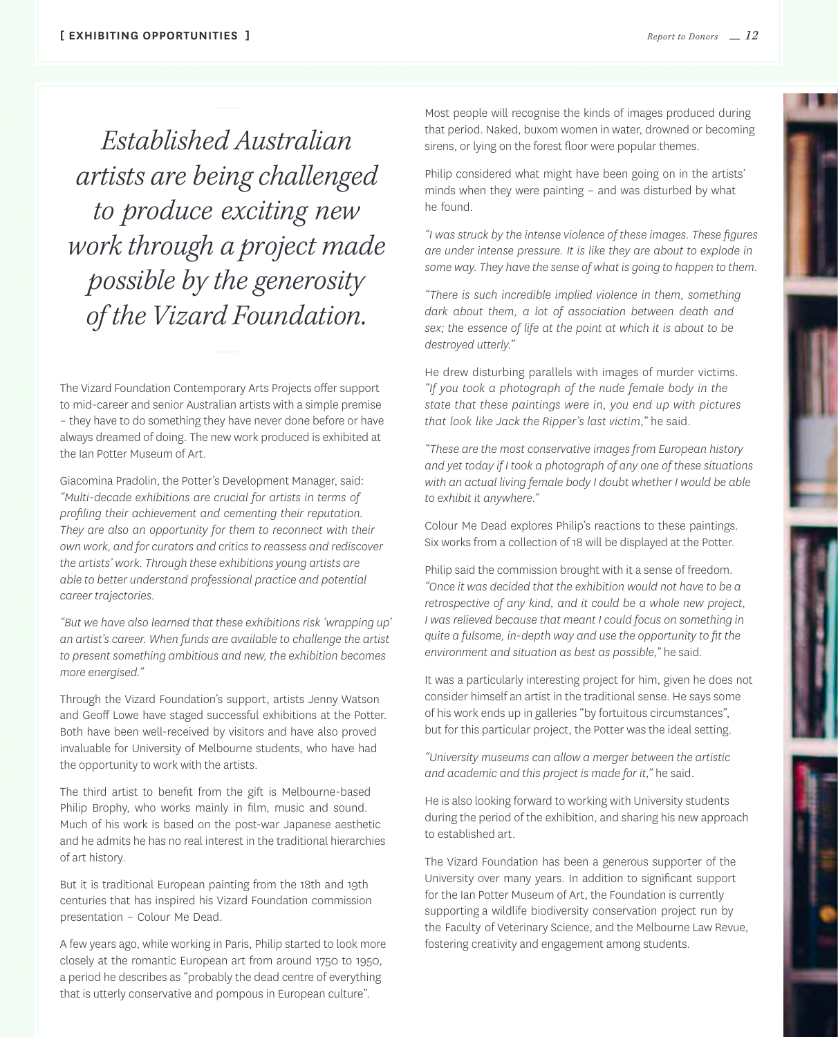*Established Australian artists are being challenged to produce exciting new work through a project made possible by the generosity of the Vizard Foundation.*

The Vizard Foundation Contemporary Arts Projects offer support to mid-career and senior Australian artists with a simple premise – they have to do something they have never done before or have always dreamed of doing. The new work produced is exhibited at the Ian Potter Museum of Art.

Giacomina Pradolin, the Potter's Development Manager, said: *"Multi-decade exhibitions are crucial for artists in terms of profiling their achievement and cementing their reputation. They are also an opportunity for them to reconnect with their own work, and for curators and critics to reassess and rediscover the artists' work. Through these exhibitions young artists are able to better understand professional practice and potential career trajectories.*

*"But we have also learned that these exhibitions risk 'wrapping up' an artist's career. When funds are available to challenge the artist to present something ambitious and new, the exhibition becomes more energised."*

Through the Vizard Foundation's support, artists Jenny Watson and Geoff Lowe have staged successful exhibitions at the Potter. Both have been well-received by visitors and have also proved invaluable for University of Melbourne students, who have had the opportunity to work with the artists.

The third artist to benefit from the gift is Melbourne-based Philip Brophy, who works mainly in film, music and sound. Much of his work is based on the post-war Japanese aesthetic and he admits he has no real interest in the traditional hierarchies of art history.

But it is traditional European painting from the 18th and 19th centuries that has inspired his Vizard Foundation commission presentation – Colour Me Dead.

A few years ago, while working in Paris, Philip started to look more closely at the romantic European art from around 1750 to 1950, a period he describes as "probably the dead centre of everything that is utterly conservative and pompous in European culture".

Most people will recognise the kinds of images produced during that period. Naked, buxom women in water, drowned or becoming sirens, or lying on the forest floor were popular themes.

Philip considered what might have been going on in the artists' minds when they were painting – and was disturbed by what he found.

*"I was struck by the intense violence of these images. These figures are under intense pressure. It is like they are about to explode in some way. They have the sense of what is going to happen to them.*

*"There is such incredible implied violence in them, something dark about them, a lot of association between death and sex; the essence of life at the point at which it is about to be destroyed utterly."*

He drew disturbing parallels with images of murder victims. *"If you took a photograph of the nude female body in the state that these paintings were in, you end up with pictures that look like Jack the Ripper's last victim,"* he said.

*"These are the most conservative images from European history and yet today if I took a photograph of any one of these situations with an actual living female body I doubt whether I would be able to exhibit it anywhere."*

Colour Me Dead explores Philip's reactions to these paintings. Six works from a collection of 18 will be displayed at the Potter.

Philip said the commission brought with it a sense of freedom. *"Once it was decided that the exhibition would not have to be a retrospective of any kind, and it could be a whole new project, I was relieved because that meant I could focus on something in quite a fulsome, in-depth way and use the opportunity to fit the environment and situation as best as possible,"* he said.

It was a particularly interesting project for him, given he does not consider himself an artist in the traditional sense. He says some of his work ends up in galleries "by fortuitous circumstances", but for this particular project, the Potter was the ideal setting.

*"University museums can allow a merger between the artistic and academic and this project is made for it,"* he said.

He is also looking forward to working with University students during the period of the exhibition, and sharing his new approach to established art.

The Vizard Foundation has been a generous supporter of the University over many years. In addition to significant support for the Ian Potter Museum of Art, the Foundation is currently supporting a wildlife biodiversity conservation project run by the Faculty of Veterinary Science, and the Melbourne Law Revue, fostering creativity and engagement among students.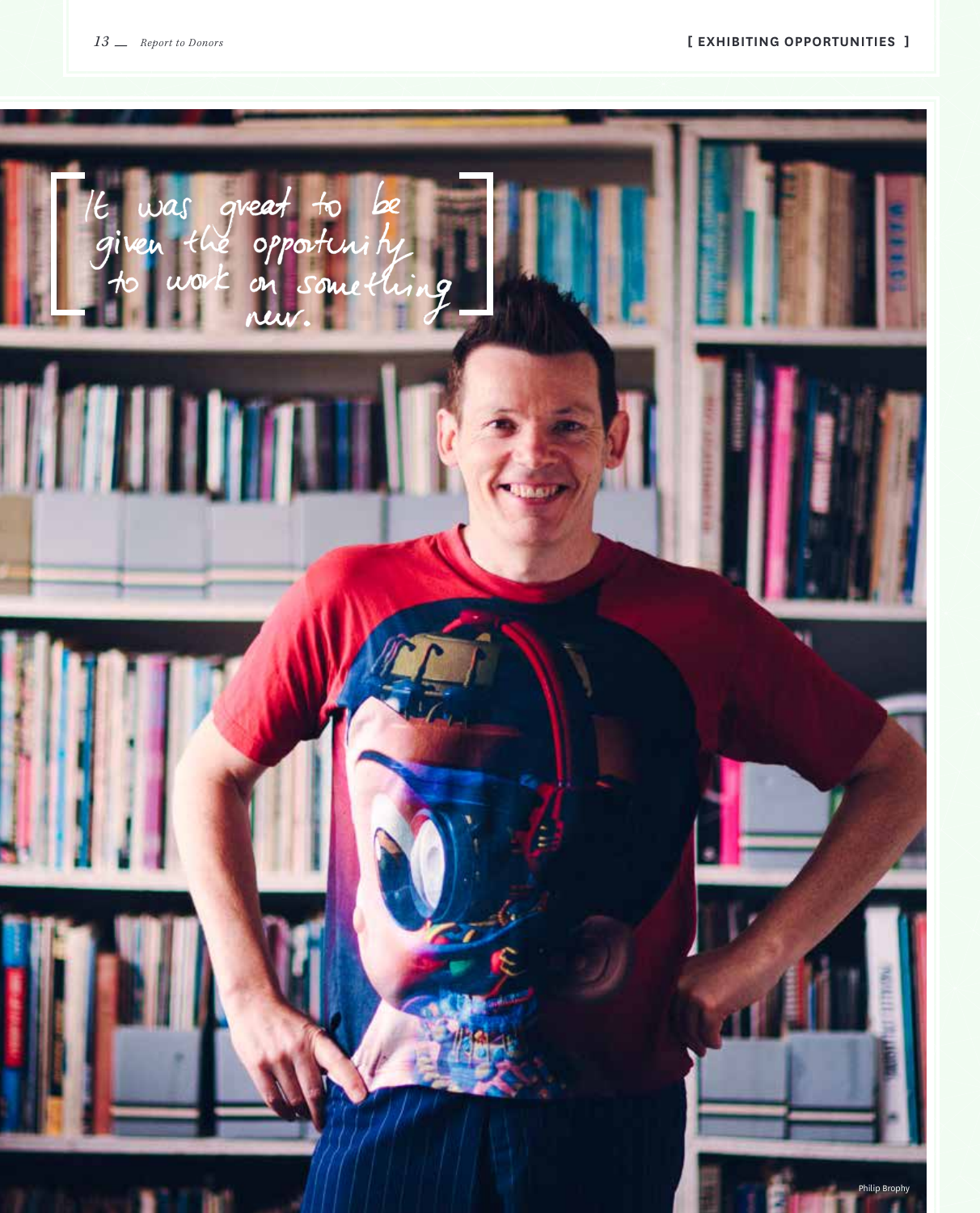[ It was great to be given the opportunity to work on something new. ]

Philip Brophy